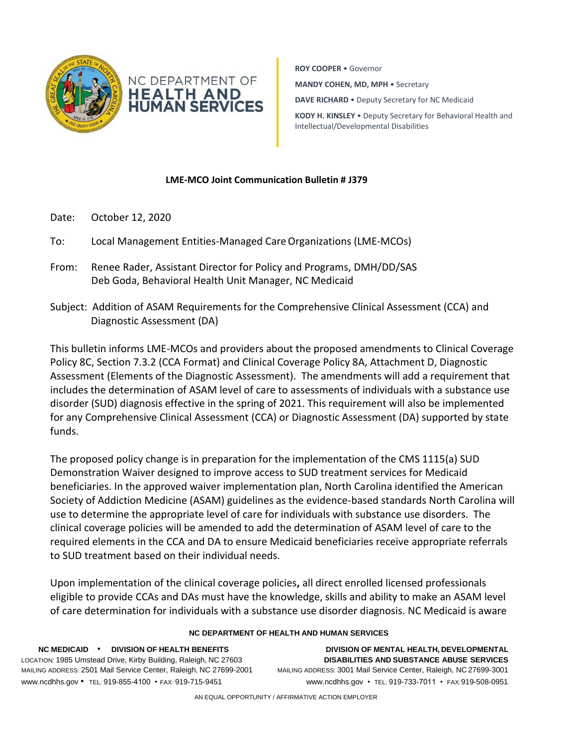NC DEPARTMENT OF **HEALTH AND HUMAN SERVICES**

**ROY COOPER** • Governor
**MANDY COHEN, MD, MPH** • Secretary
**DAVE RICHARD** • Deputy Secretary for NC Medicaid
**KODY H. KINSLEY** • Deputy Secretary for Behavioral Health and Intellectual/Developmental Disabilities

**LME-MCO Joint Communication Bulletin # J379**

Date: October 12, 2020

To: Local Management Entities-Managed Care Organizations (LME-MCOs)

From: Renee Rader, Assistant Director for Policy and Programs, DMH/DD/SAS
Deb Goda, Behavioral Health Unit Manager, NC Medicaid

Subject: Addition of ASAM Requirements for the Comprehensive Clinical Assessment (CCA) and Diagnostic Assessment (DA)

This bulletin informs LME-MCOs and providers about the proposed amendments to Clinical Coverage Policy 8C, Section 7.3.2 (CCA Format) and Clinical Coverage Policy 8A, Attachment D, Diagnostic Assessment (Elements of the Diagnostic Assessment). The amendments will add a requirement that includes the determination of ASAM level of care to assessments of individuals with a substance use disorder (SUD) diagnosis effective in the spring of 2021. This requirement will also be implemented for any Comprehensive Clinical Assessment (CCA) or Diagnostic Assessment (DA) supported by state funds.

The proposed policy change is in preparation for the implementation of the CMS 1115(a) SUD Demonstration Waiver designed to improve access to SUD treatment services for Medicaid beneficiaries. In the approved waiver implementation plan, North Carolina identified the American Society of Addiction Medicine (ASAM) guidelines as the evidence-based standards North Carolina will use to determine the appropriate level of care for individuals with substance use disorders. The clinical coverage policies will be amended to add the determination of ASAM level of care to the required elements in the CCA and DA to ensure Medicaid beneficiaries receive appropriate referrals to SUD treatment based on their individual needs.

Upon implementation of the clinical coverage policies**,** all direct enrolled licensed professionals eligible to provide CCAs and DAs must have the knowledge, skills and ability to make an ASAM level of care determination for individuals with a substance use disorder diagnosis. NC Medicaid is aware

**NC DEPARTMENT OF HEALTH AND HUMAN SERVICES**

**NC MEDICAID • DIVISION OF HEALTH BENEFITS**
LOCATION: 1985 Umstead Drive, Kirby Building, Raleigh, NC 27603
MAILING ADDRESS: 2501 Mail Service Center, Raleigh, NC 27699-2001
www.ncdhhs.gov • TEL: 919-855-4100 • FAX: 919-715-9451

**DIVISION OF MENTAL HEALTH, DEVELOPMENTAL DISABILITIES AND SUBSTANCE ABUSE SERVICES**
MAILING ADDRESS: 3001 Mail Service Center, Raleigh, NC 27699-3001
www.ncdhhs.gov • TEL: 919-733-7011 • FAX: 919-508-0951

AN EQUAL OPPORTUNITY / AFFIRMATIVE ACTION EMPLOYER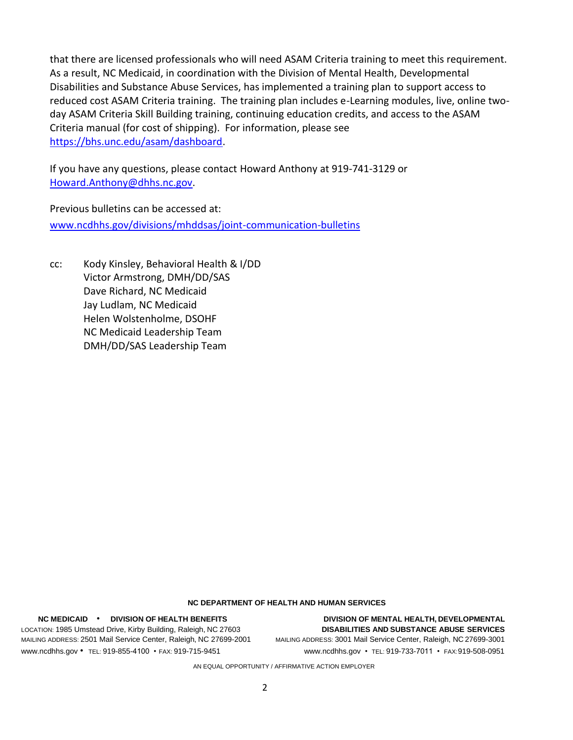that there are licensed professionals who will need ASAM Criteria training to meet this requirement. As a result, NC Medicaid, in coordination with the Division of Mental Health, Developmental Disabilities and Substance Abuse Services, has implemented a training plan to support access to reduced cost ASAM Criteria training. The training plan includes e-Learning modules, live, online two-day ASAM Criteria Skill Building training, continuing education credits, and access to the ASAM Criteria manual (for cost of shipping). For information, please see https://bhs.unc.edu/asam/dashboard.

If you have any questions, please contact Howard Anthony at 919-741-3129 or Howard.Anthony@dhhs.nc.gov.

Previous bulletins can be accessed at:
www.ncdhhs.gov/divisions/mhddsas/joint-communication-bulletins

cc: Kody Kinsley, Behavioral Health & I/DD
Victor Armstrong, DMH/DD/SAS
Dave Richard, NC Medicaid
Jay Ludlam, NC Medicaid
Helen Wolstenholme, DSOHF
NC Medicaid Leadership Team
DMH/DD/SAS Leadership Team

**NC DEPARTMENT OF HEALTH AND HUMAN SERVICES**

**NC MEDICAID • DIVISION OF HEALTH BENEFITS**
LOCATION: 1985 Umstead Drive, Kirby Building, Raleigh, NC 27603
MAILING ADDRESS: 2501 Mail Service Center, Raleigh, NC 27699-2001
www.ncdhhs.gov • TEL: 919-855-4100 • FAX: 919-715-9451

**DIVISION OF MENTAL HEALTH, DEVELOPMENTAL DISABILITIES AND SUBSTANCE ABUSE SERVICES**
MAILING ADDRESS: 3001 Mail Service Center, Raleigh, NC 27699-3001
www.ncdhhs.gov • TEL: 919-733-7011 • FAX: 919-508-0951

AN EQUAL OPPORTUNITY / AFFIRMATIVE ACTION EMPLOYER